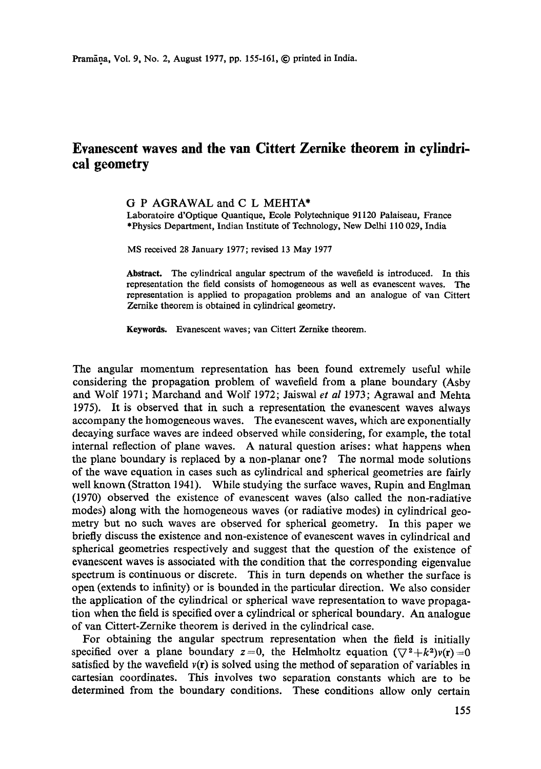# Evanescent waves and the van Cittert Zernike theorem in cylindrical geometry

G P AGRAWAL and C L MEHTA*

Laboratoire d'Optique Quantique, Ecole Polytechnique 91120 Palaiseau, France
*Physics Department, Indian Institute of Technology, New Delhi 110 029, India

MS received 28 January 1977; revised 13 May 1977

**Abstract.** The cylindrical angular spectrum of the wavefield is introduced. In this representation the field consists of homogeneous as well as evanescent waves. The representation is applied to propagation problems and an analogue of van Cittert Zernike theorem is obtained in cylindrical geometry.

**Keywords.** Evanescent waves; van Cittert Zernike theorem.

The angular momentum representation has been found extremely useful while considering the propagation problem of wavefield from a plane boundary (Asby and Wolf 1971; Marchand and Wolf 1972; Jaiswal *et al* 1973; Agrawal and Mehta 1975). It is observed that in such a representation the evanescent waves always accompany the homogeneous waves. The evanescent waves, which are exponentially decaying surface waves are indeed observed while considering, for example, the total internal reflection of plane waves. A natural question arises: what happens when the plane boundary is replaced by a non-planar one? The normal mode solutions of the wave equation in cases such as cylindrical and spherical geometries are fairly well known (Stratton 1941). While studying the surface waves, Rupin and Englman (1970) observed the existence of evanescent waves (also called the non-radiative modes) along with the homogeneous waves (or radiative modes) in cylindrical geometry but no such waves are observed for spherical geometry. In this paper we briefly discuss the existence and non-existence of evanescent waves in cylindrical and spherical geometries respectively and suggest that the question of the existence of evanescent waves is associated with the condition that the corresponding eigenvalue spectrum is continuous or discrete. This in turn depends on whether the surface is open (extends to infinity) or is bounded in the particular direction. We also consider the application of the cylindrical or spherical wave representation to wave propagation when the field is specified over a cylindrical or spherical boundary. An analogue of van Cittert-Zernike theorem is derived in the cylindrical case.

For obtaining the angular spectrum representation when the field is initially specified over a plane boundary $z=0$, the Helmholtz equation $(\nabla^2+k^2)v(\mathbf{r})=0$ satisfied by the wavefield $v(\mathbf{r})$ is solved using the method of separation of variables in cartesian coordinates. This involves two separation constants which are to be determined from the boundary conditions. These conditions allow only certain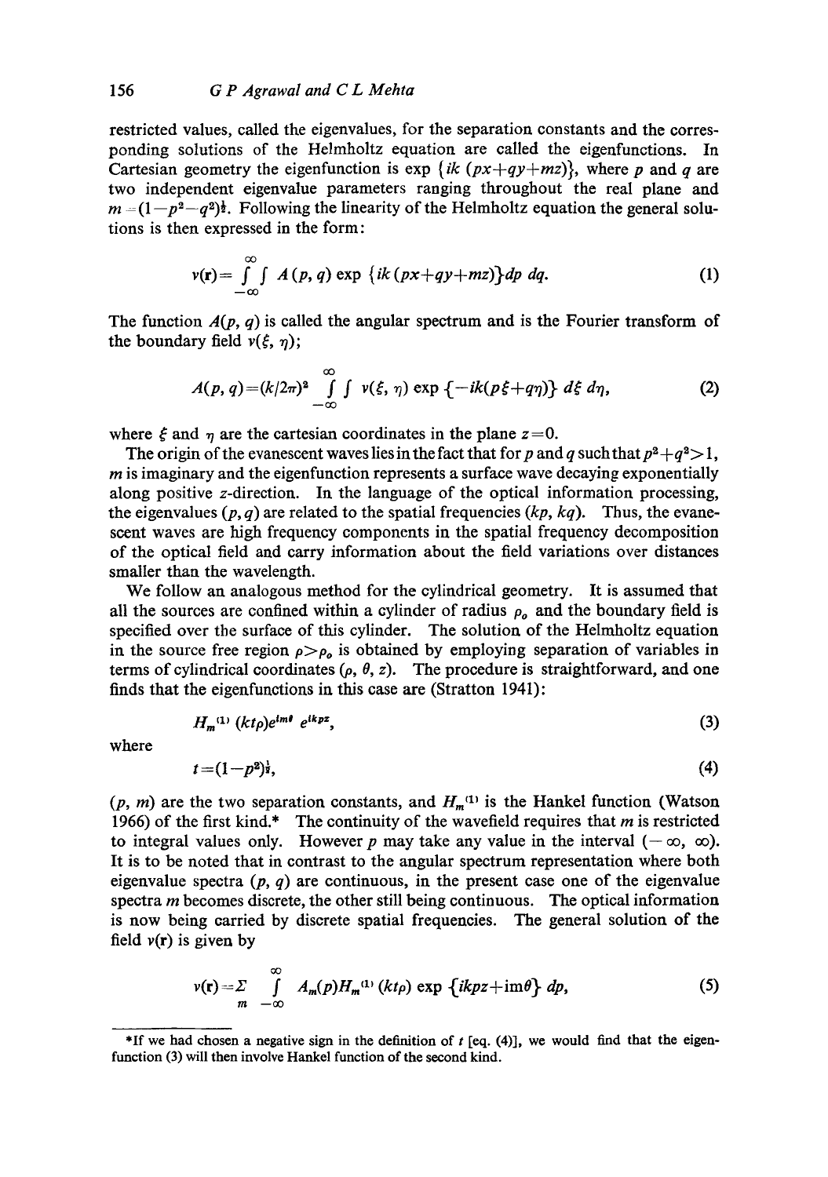restricted values, called the eigenvalues, for the separation constants and the corresponding solutions of the Helmholtz equation are called the eigenfunctions. In Cartesian geometry the eigenfunction is $\exp\{ik(px+qy+mz)\}$, where $p$ and $q$ are two independent eigenvalue parameters ranging throughout the real plane and $m=(1-p^2-q^2)^{\frac{1}{2}}$. Following the linearity of the Helmholtz equation the general solutions is then expressed in the form:

$$v(\mathbf{r})=\int_{-\infty}^{\infty}\int A(p,q)\exp\{ik(px+qy+mz)\}dp\,dq. \tag{1}$$

The function $A(p, q)$ is called the angular spectrum and is the Fourier transform of the boundary field $v(\xi, \eta)$;

$$A(p,q)=(k/2\pi)^2\int_{-\infty}^{\infty}\int v(\xi,\eta)\exp\{-ik(p\xi+q\eta)\}\,d\xi\,d\eta, \tag{2}$$

where $\xi$ and $\eta$ are the cartesian coordinates in the plane $z=0$.

The origin of the evanescent waves lies in the fact that for $p$ and $q$ such that $p^2+q^2>1$, $m$ is imaginary and the eigenfunction represents a surface wave decaying exponentially along positive $z$-direction. In the language of the optical information processing, the eigenvalues $(p, q)$ are related to the spatial frequencies $(kp, kq)$. Thus, the evanescent waves are high frequency components in the spatial frequency decomposition of the optical field and carry information about the field variations over distances smaller than the wavelength.

We follow an analogous method for the cylindrical geometry. It is assumed that all the sources are confined within a cylinder of radius $\rho_o$ and the boundary field is specified over the surface of this cylinder. The solution of the Helmholtz equation in the source free region $\rho>\rho_o$ is obtained by employing separation of variables in terms of cylindrical coordinates $(\rho, \theta, z)$. The procedure is straightforward, and one finds that the eigenfunctions in this case are (Stratton 1941):

$$H_m^{(1)}(kt\rho)e^{im\theta}\,e^{ikpz}, \tag{3}$$

where

$$t=(1-p^2)^{\frac{1}{2}}, \tag{4}$$

$(p, m)$ are the two separation constants, and $H_m^{(1)}$ is the Hankel function (Watson 1966) of the first kind.* The continuity of the wavefield requires that $m$ is restricted to integral values only. However $p$ may take any value in the interval $(-\infty, \infty)$. It is to be noted that in contrast to the angular spectrum representation where both eigenvalue spectra $(p, q)$ are continuous, in the present case one of the eigenvalue spectra $m$ becomes discrete, the other still being continuous. The optical information is now being carried by discrete spatial frequencies. The general solution of the field $v(\mathbf{r})$ is given by

$$v(\mathbf{r})=\sum_m\int_{-\infty}^{\infty}A_m(p)H_m^{(1)}(kt\rho)\exp\{ikpz+im\theta\}\,dp, \tag{5}$$

---

*If we had chosen a negative sign in the definition of $t$ [eq. (4)], we would find that the eigenfunction (3) will then involve Hankel function of the second kind.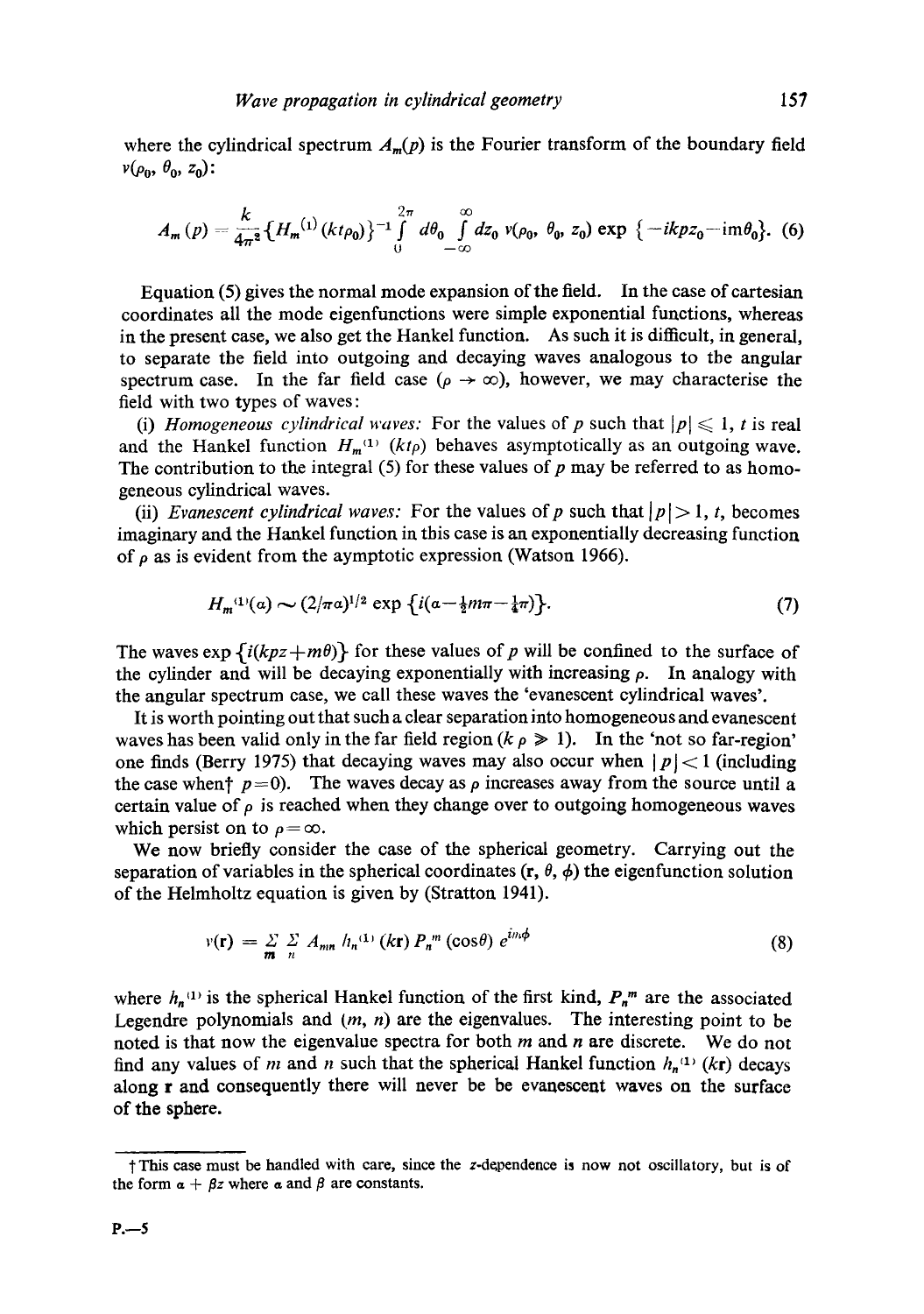where the cylindrical spectrum $A_m(p)$ is the Fourier transform of the boundary field $v(\rho_0, \theta_0, z_0)$:

$$A_m(p) = \frac{k}{4\pi^2}\{H_m^{(1)}(kt\rho_0)\}^{-1} \int_0^{2\pi} d\theta_0 \int_{-\infty}^{\infty} dz_0\, v(\rho_0, \theta_0, z_0) \exp\{-ikpz_0 - \mathrm{i}m\theta_0\}. \quad (6)$$

Equation (5) gives the normal mode expansion of the field. In the case of cartesian coordinates all the mode eigenfunctions were simple exponential functions, whereas in the present case, we also get the Hankel function. As such it is difficult, in general, to separate the field into outgoing and decaying waves analogous to the angular spectrum case. In the far field case ($\rho \to \infty$), however, we may characterise the field with two types of waves:

(i) *Homogeneous cylindrical waves:* For the values of $p$ such that $|p| \leqslant 1$, $t$ is real and the Hankel function $H_m^{(1)}(kt\rho)$ behaves asymptotically as an outgoing wave. The contribution to the integral (5) for these values of $p$ may be referred to as homogeneous cylindrical waves.

(ii) *Evanescent cylindrical waves:* For the values of $p$ such that $|p| > 1$, $t$, becomes imaginary and the Hankel function in this case is an exponentially decreasing function of $\rho$ as is evident from the aymptotic expression (Watson 1966).

$$H_m^{(1)}(a) \sim (2/\pi a)^{1/2} \exp\{i(a - \tfrac{1}{2}m\pi - \tfrac{1}{4}\pi)\}. \quad (7)$$

The waves $\exp\{i(kpz + m\theta)\}$ for these values of $p$ will be confined to the surface of the cylinder and will be decaying exponentially with increasing $\rho$. In analogy with the angular spectrum case, we call these waves the 'evanescent cylindrical waves'.

It is worth pointing out that such a clear separation into homogeneous and evanescent waves has been valid only in the far field region ($k\rho \gg 1$). In the 'not so far-region' one finds (Berry 1975) that decaying waves may also occur when $|p| < 1$ (including the case when† $p = 0$). The waves decay as $\rho$ increases away from the source until a certain value of $\rho$ is reached when they change over to outgoing homogeneous waves which persist on to $\rho = \infty$.

We now briefly consider the case of the spherical geometry. Carrying out the separation of variables in the spherical coordinates ($\mathbf{r}$, $\theta$, $\phi$) the eigenfunction solution of the Helmholtz equation is given by (Stratton 1941).

$$v(\mathbf{r}) = \sum_m \sum_n A_{mn}\, h_n^{(1)}(k\mathbf{r})\, P_n^m(\cos\theta)\, e^{im\phi} \quad (8)$$

where $h_n^{(1)}$ is the spherical Hankel function of the first kind, $P_n^m$ are the associated Legendre polynomials and $(m, n)$ are the eigenvalues. The interesting point to be noted is that now the eigenvalue spectra for both $m$ and $n$ are discrete. We do not find any values of $m$ and $n$ such that the spherical Hankel function $h_n^{(1)}(k\mathbf{r})$ decays along $\mathbf{r}$ and consequently there will never be be evanescent waves on the surface of the sphere.

---

† This case must be handled with care, since the $z$-dependence is now not oscillatory, but is of the form $\alpha + \beta z$ where $\alpha$ and $\beta$ are constants.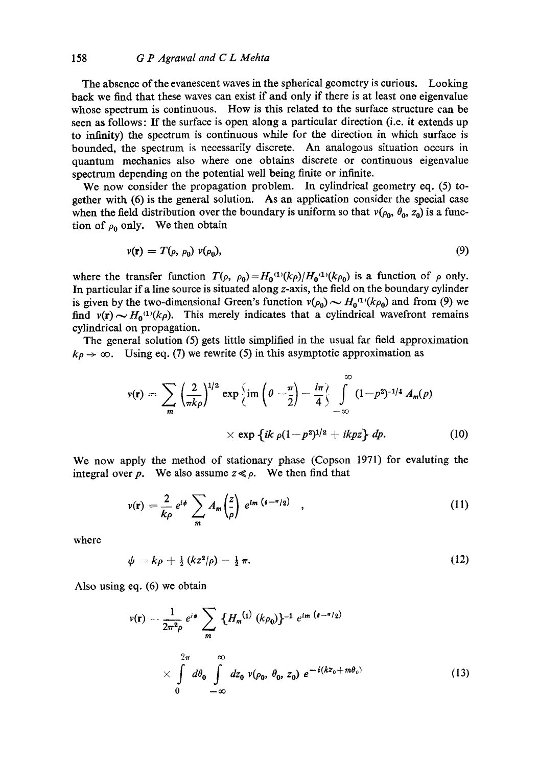The absence of the evanescent waves in the spherical geometry is curious. Looking back we find that these waves can exist if and only if there is at least one eigenvalue whose spectrum is continuous. How is this related to the surface structure can be seen as follows: If the surface is open along a particular direction (i.e. it extends up to infinity) the spectrum is continuous while for the direction in which surface is bounded, the spectrum is necessarily discrete. An analogous situation occurs in quantum mechanics also where one obtains discrete or continuous eigenvalue spectrum depending on the potential well being finite or infinite.

We now consider the propagation problem. In cylindrical geometry eq. (5) together with (6) is the general solution. As an application consider the special case when the field distribution over the boundary is uniform so that $v(\rho_0, \theta_0, z_0)$ is a function of $\rho_0$ only. We then obtain

$$v(\mathbf{r}) = T(\rho, \rho_0)\, v(\rho_0), \tag{9}$$

where the transfer function $T(\rho, \rho_0) = H_0^{(1)}(k\rho)/H_0^{(1)}(k\rho_0)$ is a function of $\rho$ only. In particular if a line source is situated along $z$-axis, the field on the boundary cylinder is given by the two-dimensional Green's function $v(\rho_0) \sim H_0^{(1)}(k\rho_0)$ and from (9) we find $v(\mathbf{r}) \sim H_0^{(1)}(k\rho)$. This merely indicates that a cylindrical wavefront remains cylindrical on propagation.

The general solution (5) gets little simplified in the usual far field approximation $k\rho \to \infty$. Using eq. (7) we rewrite (5) in this asymptotic approximation as

$$v(\mathbf{r}) = \sum_m \left(\frac{2}{\pi k \rho}\right)^{1/2} \exp\left\{ im\left(\theta - \frac{\pi}{2}\right) - \frac{i\pi}{4} \right\} \int_{-\infty}^{\infty} (1-p^2)^{-1/4} A_m(p) \times \exp\{ik\,\rho(1-p^2)^{1/2} + ikpz\}\, dp. \tag{10}$$

We now apply the method of stationary phase (Copson 1971) for evaluting the integral over $p$. We also assume $z \ll \rho$. We then find that

$$v(\mathbf{r}) = \frac{2}{k\rho} e^{i\psi} \sum_m A_m\left(\frac{z}{\rho}\right) e^{im(\theta - \pi/2)}, \tag{11}$$

where

$$\psi = k\rho + \tfrac{1}{2}(kz^2/\rho) - \tfrac{1}{2}\pi. \tag{12}$$

Also using eq. (6) we obtain

$$v(\mathbf{r}) = \frac{1}{2\pi^2 \rho} e^{i\psi} \sum_m \{H_m^{(1)}(k\rho_0)\}^{-1} e^{im(\theta - \pi/2)} \times \int_0^{2\pi} d\theta_0 \int_{-\infty}^{\infty} dz_0\, v(\rho_0, \theta_0, z_0)\, e^{-i(kz_0 + m\theta_0)} \tag{13}$$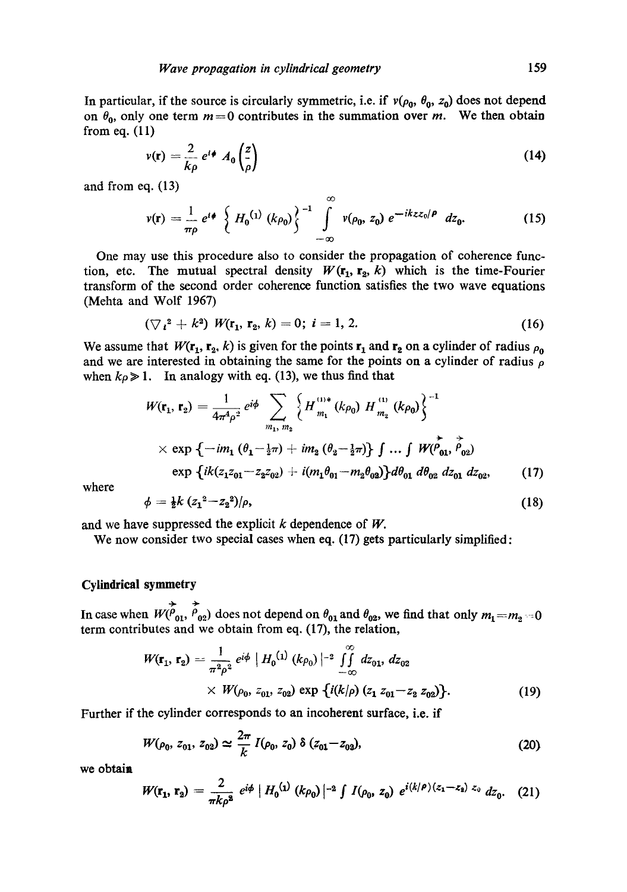In particular, if the source is circularly symmetric, i.e. if $v(\rho_0, \theta_0, z_0)$ does not depend on $\theta_0$, only one term $m=0$ contributes in the summation over $m$. We then obtain from eq. (11)

$$v(\mathbf{r}) = \frac{2}{k\rho} e^{i\phi} A_0\left(\frac{z}{\rho}\right) \tag{14}$$

and from eq. (13)

$$v(\mathbf{r}) = \frac{1}{\pi\rho} e^{i\phi} \left\{ H_0^{(1)}(k\rho_0) \right\}^{-1} \int_{-\infty}^{\infty} v(\rho_0, z_0)\, e^{-ikzz_0/\rho}\, dz_0. \tag{15}$$

One may use this procedure also to consider the propagation of coherence function, etc. The mutual spectral density $W(\mathbf{r}_1, \mathbf{r}_2, k)$ which is the time-Fourier transform of the second order coherence function satisfies the two wave equations (Mehta and Wolf 1967)

$$(\nabla_i^2 + k^2)\, W(\mathbf{r}_1, \mathbf{r}_2, k) = 0; \; i = 1, 2. \tag{16}$$

We assume that $W(\mathbf{r}_1, \mathbf{r}_2, k)$ is given for the points $\mathbf{r}_1$ and $\mathbf{r}_2$ on a cylinder of radius $\rho_0$ and we are interested in obtaining the same for the points on a cylinder of radius $\rho$ when $k\rho \gg 1$. In analogy with eq. (13), we thus find that

$$\begin{aligned} W(\mathbf{r}_1, \mathbf{r}_2) = {} & \frac{1}{4\pi^4\rho^2} e^{i\phi} \sum_{m_1, m_2} \left\{ H_{m_1}^{(1)*}(k\rho_0)\, H_{m_2}^{(1)}(k\rho_0) \right\}^{-1} \\ & \times \exp\left\{-im_1(\theta_1 - \tfrac{1}{2}\pi) + im_2(\theta_2 - \tfrac{1}{2}\pi)\right\} \int \ldots \int W(\vec{\rho}_{01}, \vec{\rho}_{02}) \\ & \exp\left\{ik(z_1 z_{01} - z_2 z_{02}) + i(m_1\theta_{01} - m_2\theta_{02})\right\} d\theta_{01}\, d\theta_{02}\, dz_{01}\, dz_{02}, \end{aligned} \tag{17}$$

where

$$\phi = \tfrac{1}{2}k\,(z_1^2 - z_2^2)/\rho, \tag{18}$$

and we have suppressed the explicit $k$ dependence of $W$.

We now consider two special cases when eq. (17) gets particularly simplified:

### Cylindrical symmetry

In case when $W(\vec{\rho}_{01}, \vec{\rho}_{02})$ does not depend on $\theta_{01}$ and $\theta_{02}$, we find that only $m_1 = m_2 = 0$ term contributes and we obtain from eq. (17), the relation,

$$\begin{aligned} W(\mathbf{r}_1, \mathbf{r}_2) = {} & \frac{1}{\pi^2\rho^2} e^{i\phi} \left| H_0^{(1)}(k\rho_0) \right|^{-2} \iint_{-\infty}^{\infty} dz_{01}, dz_{02} \\ & \times W(\rho_0, z_{01}, z_{02}) \exp\left\{i(k/\rho)(z_1 z_{01} - z_2 z_{02})\right\}. \end{aligned} \tag{19}$$

Further if the cylinder corresponds to an incoherent surface, i.e. if

$$W(\rho_0, z_{01}, z_{02}) \simeq \frac{2\pi}{k} I(\rho_0, z_0)\, \delta(z_{01} - z_{02}), \tag{20}$$

we obtain

$$W(\mathbf{r}_1, \mathbf{r}_2) = \frac{2}{\pi k\rho^2} e^{i\phi} \left| H_0^{(1)}(k\rho_0) \right|^{-2} \int I(\rho_0, z_0)\, e^{i(k/\rho)(z_1 - z_2) z_0}\, dz_0. \tag{21}$$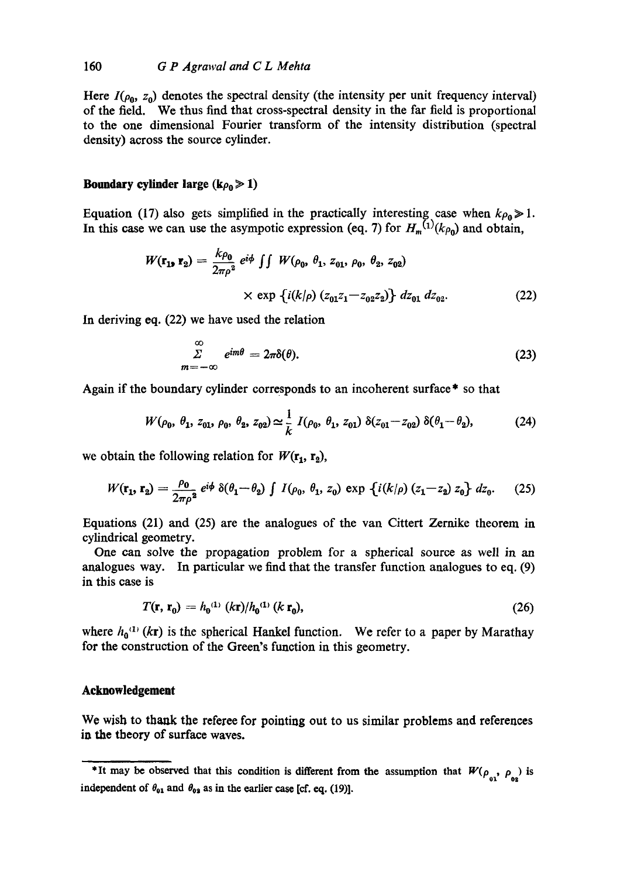Here $I(\rho_0, z_0)$ denotes the spectral density (the intensity per unit frequency interval) of the field. We thus find that cross-spectral density in the far field is proportional to the one dimensional Fourier transform of the intensity distribution (spectral density) across the source cylinder.

**Boundary cylinder large ($k\rho_0 \gg 1$)**

Equation (17) also gets simplified in the practically interesting case when $k\rho_0 \gg 1$. In this case we can use the asympotic expression (eq. 7) for $H_m^{(1)}(k\rho_0)$ and obtain,

$$W(\mathbf{r}_1, \mathbf{r}_2) = \frac{k\rho_0}{2\pi\rho^2} e^{i\phi} \iint W(\rho_0, \theta_1, z_{01}, \rho_0, \theta_2, z_{02}) \times \exp\{i(k/\rho)(z_{01}z_1 - z_{02}z_2)\}\, dz_{01}\, dz_{02}. \tag{22}$$

In deriving eq. (22) we have used the relation

$$\sum_{m=-\infty}^{\infty} e^{im\theta} = 2\pi\delta(\theta). \tag{23}$$

Again if the boundary cylinder corresponds to an incoherent surface* so that

$$W(\rho_0, \theta_1, z_{01}, \rho_0, \theta_2, z_{02}) \simeq \frac{1}{k} I(\rho_0, \theta_1, z_{01})\, \delta(z_{01} - z_{02})\, \delta(\theta_1 - \theta_2), \tag{24}$$

we obtain the following relation for $W(\mathbf{r}_1, \mathbf{r}_2)$,

$$W(\mathbf{r}_1, \mathbf{r}_2) = \frac{\rho_0}{2\pi\rho^2} e^{i\phi}\, \delta(\theta_1 - \theta_2) \int I(\rho_0, \theta_1, z_0) \exp\{i(k/\rho)(z_1 - z_2)\, z_0\}\, dz_0. \tag{25}$$

Equations (21) and (25) are the analogues of the van Cittert Zernike theorem in cylindrical geometry.

One can solve the propagation problem for a spherical source as well in an analogues way. In particular we find that the transfer function analogues to eq. (9) in this case is

$$T(\mathbf{r}, \mathbf{r}_0) = h_0^{(1)}(k\mathbf{r})/h_0^{(1)}(k\,\mathbf{r}_0), \tag{26}$$

where $h_0^{(1)}(k\mathbf{r})$ is the spherical Hankel function. We refer to a paper by Marathay for the construction of the Green's function in this geometry.

## Acknowledgement

We wish to thank the referee for pointing out to us similar problems and references in the theory of surface waves.

---

*It may be observed that this condition is different from the assumption that $W(\rho_{01}, \rho_{02})$ is independent of $\theta_{01}$ and $\theta_{02}$ as in the earlier case [cf. eq. (19)].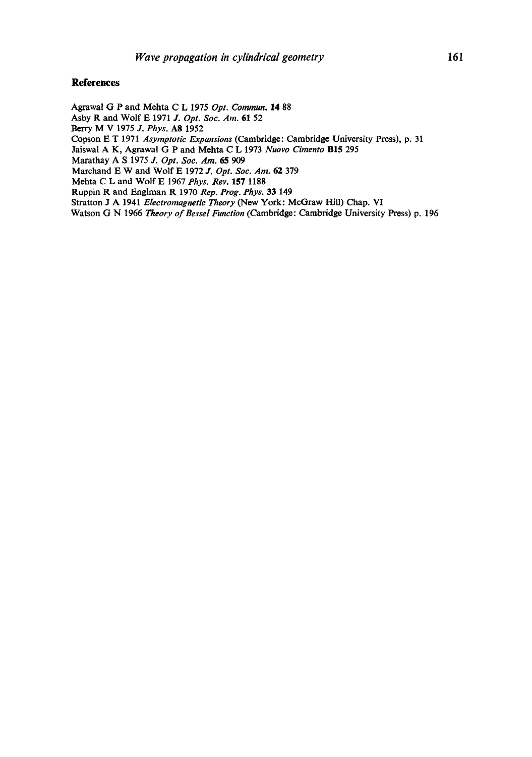## References

Agrawal G P and Mehta C L 1975 *Opt. Commun.* **14** 88
Asby R and Wolf E 1971 *J. Opt. Soc. Am.* **61** 52
Berry M V 1975 *J. Phys.* **A8** 1952
Copson E T 1971 *Asymptotic Expansions* (Cambridge: Cambridge University Press), p. 31
Jaiswal A K, Agrawal G P and Mehta C L 1973 *Nuovo Cimento* **B15** 295
Marathay A S 1975 *J. Opt. Soc. Am.* **65** 909
Marchand E W and Wolf E 1972 *J. Opt. Soc. Am.* **62** 379
Mehta C L and Wolf E 1967 *Phys. Rev.* **157** 1188
Ruppin R and Englman R 1970 *Rep. Prog. Phys.* **33** 149
Stratton J A 1941 *Electromagnetic Theory* (New York: McGraw Hill) Chap. VI
Watson G N 1966 *Theory of Bessel Function* (Cambridge: Cambridge University Press) p. 196